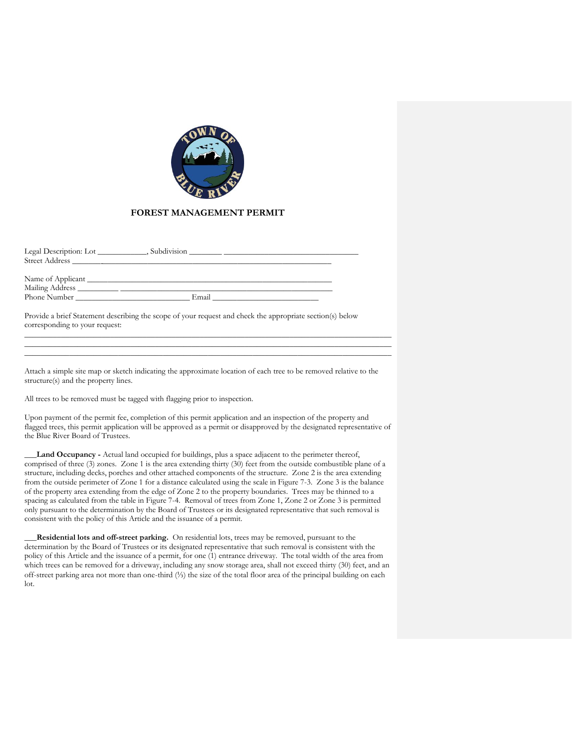# FOREST MANAGEMENT PERMIT

Legal Description: Lot ____________, Subdivision ________ ________________________________

Street Address ____________________________________________________________

Name of Applicant ________________________________________________________

Mailing Address __________ ________________________________________________

Phone Number ___________________________ Email _________________________

Provide a brief Statement describing the scope of your request and check the appropriate section(s) below corresponding to your request:

_____________________________________________________________________________________________

_____________________________________________________________________________________________

_____________________________________________________________________________________________

Attach a simple site map or sketch indicating the approximate location of each tree to be removed relative to the structure(s) and the property lines.

All trees to be removed must be tagged with flagging prior to inspection.

Upon payment of the permit fee, completion of this permit application and an inspection of the property and flagged trees, this permit application will be approved as a permit or disapproved by the designated representative of the Blue River Board of Trustees.

___**Land Occupancy -** Actual land occupied for buildings, plus a space adjacent to the perimeter thereof, comprised of three (3) zones. Zone 1 is the area extending thirty (30) feet from the outside combustible plane of a structure, including decks, porches and other attached components of the structure. Zone 2 is the area extending from the outside perimeter of Zone 1 for a distance calculated using the scale in Figure 7-3. Zone 3 is the balance of the property area extending from the edge of Zone 2 to the property boundaries. Trees may be thinned to a spacing as calculated from the table in Figure 7-4. Removal of trees from Zone 1, Zone 2 or Zone 3 is permitted only pursuant to the determination by the Board of Trustees or its designated representative that such removal is consistent with the policy of this Article and the issuance of a permit.

___**Residential lots and off-street parking.** On residential lots, trees may be removed, pursuant to the determination by the Board of Trustees or its designated representative that such removal is consistent with the policy of this Article and the issuance of a permit, for one (1) entrance driveway. The total width of the area from which trees can be removed for a driveway, including any snow storage area, shall not exceed thirty (30) feet, and an off-street parking area not more than one-third (⅓) the size of the total floor area of the principal building on each lot.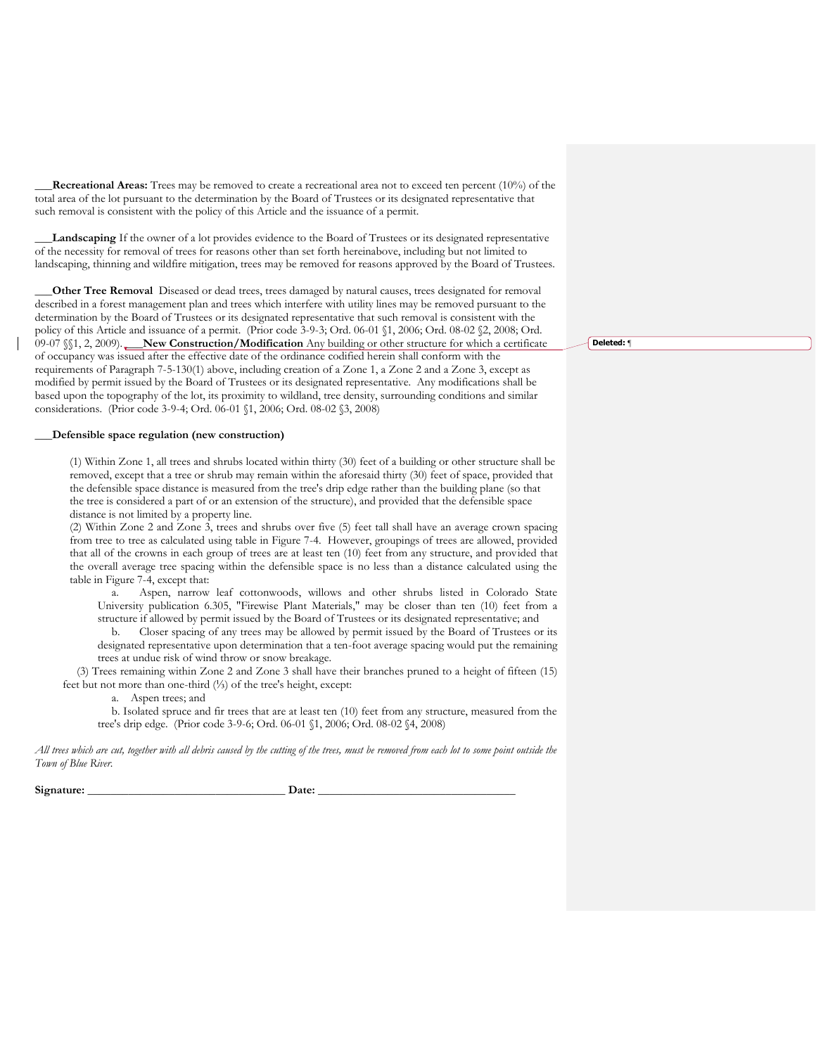___**Recreational Areas:** Trees may be removed to create a recreational area not to exceed ten percent (10%) of the total area of the lot pursuant to the determination by the Board of Trustees or its designated representative that such removal is consistent with the policy of this Article and the issuance of a permit.

___**Landscaping** If the owner of a lot provides evidence to the Board of Trustees or its designated representative of the necessity for removal of trees for reasons other than set forth hereinabove, including but not limited to landscaping, thinning and wildfire mitigation, trees may be removed for reasons approved by the Board of Trustees.

___**Other Tree Removal** Diseased or dead trees, trees damaged by natural causes, trees designated for removal described in a forest management plan and trees which interfere with utility lines may be removed pursuant to the determination by the Board of Trustees or its designated representative that such removal is consistent with the policy of this Article and issuance of a permit. (Prior code 3-9-3; Ord. 06-01 §1, 2006; Ord. 08-02 §2, 2008; Ord. 09-07 §§1, 2, 2009). ___**New Construction/Modification** Any building or other structure for which a certificate of occupancy was issued after the effective date of the ordinance codified herein shall conform with the requirements of Paragraph 7-5-130(1) above, including creation of a Zone 1, a Zone 2 and a Zone 3, except as modified by permit issued by the Board of Trustees or its designated representative. Any modifications shall be based upon the topography of the lot, its proximity to wildland, tree density, surrounding conditions and similar considerations. (Prior code 3-9-4; Ord. 06-01 §1, 2006; Ord. 08-02 §3, 2008)

Deleted: ¶

___**Defensible space regulation (new construction)**

(1) Within Zone 1, all trees and shrubs located within thirty (30) feet of a building or other structure shall be removed, except that a tree or shrub may remain within the aforesaid thirty (30) feet of space, provided that the defensible space distance is measured from the tree's drip edge rather than the building plane (so that the tree is considered a part of or an extension of the structure), and provided that the defensible space distance is not limited by a property line.

(2) Within Zone 2 and Zone 3, trees and shrubs over five (5) feet tall shall have an average crown spacing from tree to tree as calculated using table in Figure 7-4. However, groupings of trees are allowed, provided that all of the crowns in each group of trees are at least ten (10) feet from any structure, and provided that the overall average tree spacing within the defensible space is no less than a distance calculated using the table in Figure 7-4, except that:

a. Aspen, narrow leaf cottonwoods, willows and other shrubs listed in Colorado State University publication 6.305, "Firewise Plant Materials," may be closer than ten (10) feet from a structure if allowed by permit issued by the Board of Trustees or its designated representative; and

b. Closer spacing of any trees may be allowed by permit issued by the Board of Trustees or its designated representative upon determination that a ten-foot average spacing would put the remaining trees at undue risk of wind throw or snow breakage.

(3) Trees remaining within Zone 2 and Zone 3 shall have their branches pruned to a height of fifteen (15) feet but not more than one-third (⅓) of the tree's height, except:

a. Aspen trees; and

b. Isolated spruce and fir trees that are at least ten (10) feet from any structure, measured from the tree's drip edge. (Prior code 3-9-6; Ord. 06-01 §1, 2006; Ord. 08-02 §4, 2008)

*All trees which are cut, together with all debris caused by the cutting of the trees, must be removed from each lot to some point outside the Town of Blue River.*

**Signature:** ________________________________ **Date:** ________________________________